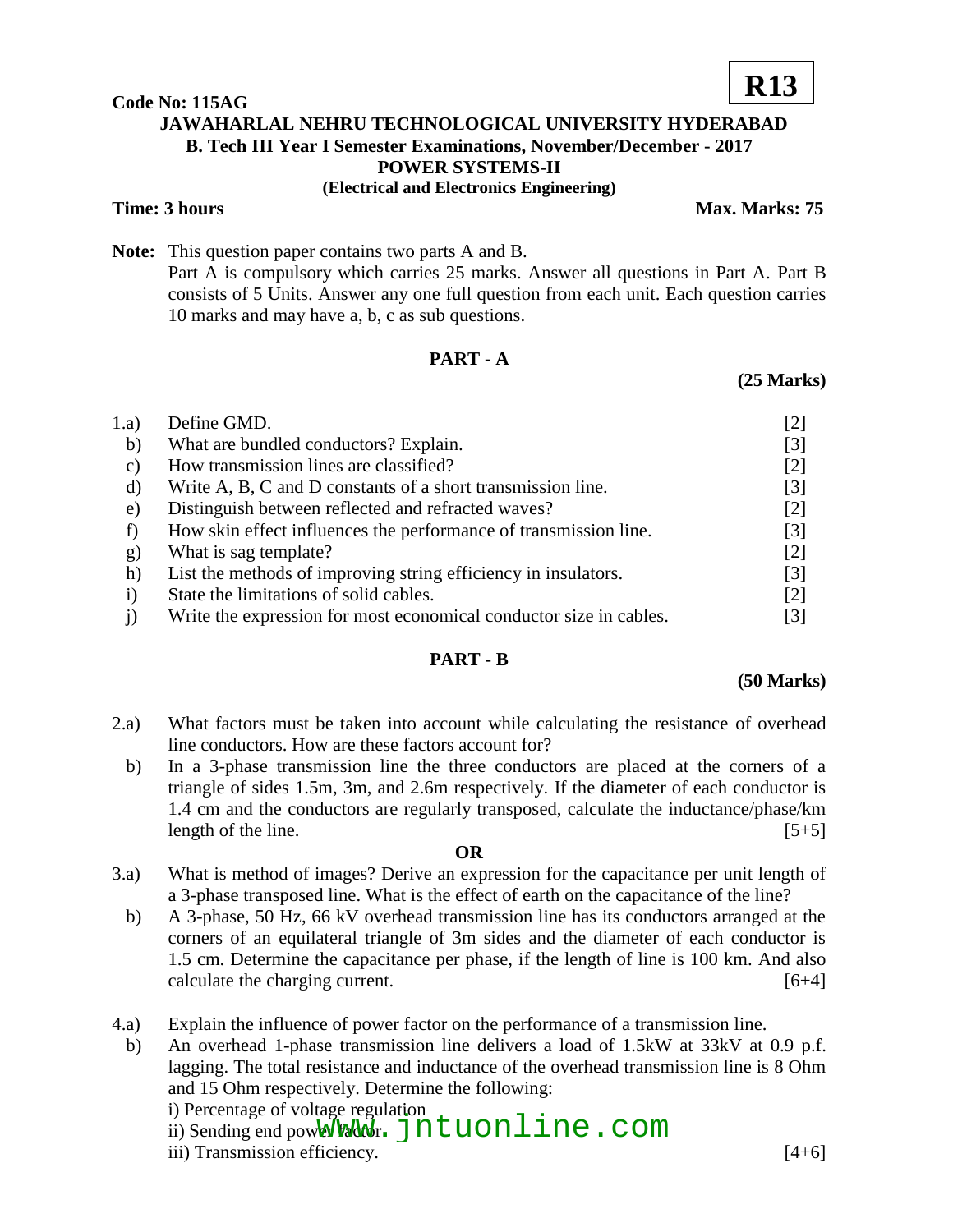**R13**

**Code No: 115AG**

**JAWAHARLAL NEHRU TECHNOLOGICAL UNIVERSITY HYDERABAD**
**B. Tech III Year I Semester Examinations, November/December - 2017**
**POWER SYSTEMS-II**
**(Electrical and Electronics Engineering)**

**Time: 3 hours** **Max. Marks: 75**

**Note:** This question paper contains two parts A and B.
Part A is compulsory which carries 25 marks. Answer all questions in Part A. Part B consists of 5 Units. Answer any one full question from each unit. Each question carries 10 marks and may have a, b, c as sub questions.

## PART - A

**(25 Marks)**

1.a) Define GMD. [2]

b) What are bundled conductors? Explain. [3]

c) How transmission lines are classified? [2]

d) Write A, B, C and D constants of a short transmission line. [3]

e) Distinguish between reflected and refracted waves? [2]

f) How skin effect influences the performance of transmission line. [3]

g) What is sag template? [2]

h) List the methods of improving string efficiency in insulators. [3]

i) State the limitations of solid cables. [2]

j) Write the expression for most economical conductor size in cables. [3]

## PART - B

**(50 Marks)**

2.a) What factors must be taken into account while calculating the resistance of overhead line conductors. How are these factors account for?

b) In a 3-phase transmission line the three conductors are placed at the corners of a triangle of sides 1.5m, 3m, and 2.6m respectively. If the diameter of each conductor is 1.4 cm and the conductors are regularly transposed, calculate the inductance/phase/km length of the line. [5+5]

**OR**

3.a) What is method of images? Derive an expression for the capacitance per unit length of a 3-phase transposed line. What is the effect of earth on the capacitance of the line?

b) A 3-phase, 50 Hz, 66 kV overhead transmission line has its conductors arranged at the corners of an equilateral triangle of 3m sides and the diameter of each conductor is 1.5 cm. Determine the capacitance per phase, if the length of line is 100 km. And also calculate the charging current. [6+4]

4.a) Explain the influence of power factor on the performance of a transmission line.

b) An overhead 1-phase transmission line delivers a load of 1.5kW at 33kV at 0.9 p.f. lagging. The total resistance and inductance of the overhead transmission line is 8 Ohm and 15 Ohm respectively. Determine the following:

i) Percentage of voltage regulation
ii) Sending end power factor.
iii) Transmission efficiency. [4+6]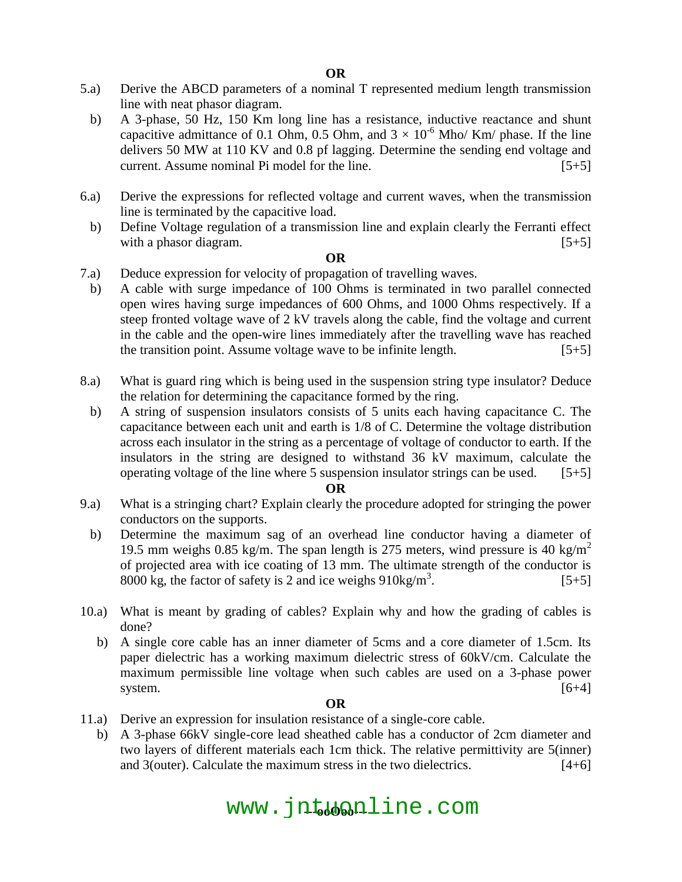**OR**

5.a) Derive the ABCD parameters of a nominal T represented medium length transmission line with neat phasor diagram.

b) A 3-phase, 50 Hz, 150 Km long line has a resistance, inductive reactance and shunt capacitive admittance of 0.1 Ohm, 0.5 Ohm, and $3 \times 10^{-6}$ Mho/ Km/ phase. If the line delivers 50 MW at 110 KV and 0.8 pf lagging. Determine the sending end voltage and current. Assume nominal Pi model for the line. [5+5]

6.a) Derive the expressions for reflected voltage and current waves, when the transmission line is terminated by the capacitive load.

b) Define Voltage regulation of a transmission line and explain clearly the Ferranti effect with a phasor diagram. [5+5]

**OR**

7.a) Deduce expression for velocity of propagation of travelling waves.

b) A cable with surge impedance of 100 Ohms is terminated in two parallel connected open wires having surge impedances of 600 Ohms, and 1000 Ohms respectively. If a steep fronted voltage wave of 2 kV travels along the cable, find the voltage and current in the cable and the open-wire lines immediately after the travelling wave has reached the transition point. Assume voltage wave to be infinite length. [5+5]

8.a) What is guard ring which is being used in the suspension string type insulator? Deduce the relation for determining the capacitance formed by the ring.

b) A string of suspension insulators consists of 5 units each having capacitance C. The capacitance between each unit and earth is 1/8 of C. Determine the voltage distribution across each insulator in the string as a percentage of voltage of conductor to earth. If the insulators in the string are designed to withstand 36 kV maximum, calculate the operating voltage of the line where 5 suspension insulator strings can be used. [5+5]

**OR**

9.a) What is a stringing chart? Explain clearly the procedure adopted for stringing the power conductors on the supports.

b) Determine the maximum sag of an overhead line conductor having a diameter of 19.5 mm weighs 0.85 kg/m. The span length is 275 meters, wind pressure is 40 $kg/m^2$ of projected area with ice coating of 13 mm. The ultimate strength of the conductor is 8000 kg, the factor of safety is 2 and ice weighs $910 kg/m^3$. [5+5]

10.a) What is meant by grading of cables? Explain why and how the grading of cables is done?

b) A single core cable has an inner diameter of 5cms and a core diameter of 1.5cm. Its paper dielectric has a working maximum dielectric stress of 60kV/cm. Calculate the maximum permissible line voltage when such cables are used on a 3-phase power system. [6+4]

**OR**

11.a) Derive an expression for insulation resistance of a single-core cable.

b) A 3-phase 66kV single-core lead sheathed cable has a conductor of 2cm diameter and two layers of different materials each 1cm thick. The relative permittivity are 5(inner) and 3(outer). Calculate the maximum stress in the two dielectrics. [4+6]

--ooOoo--